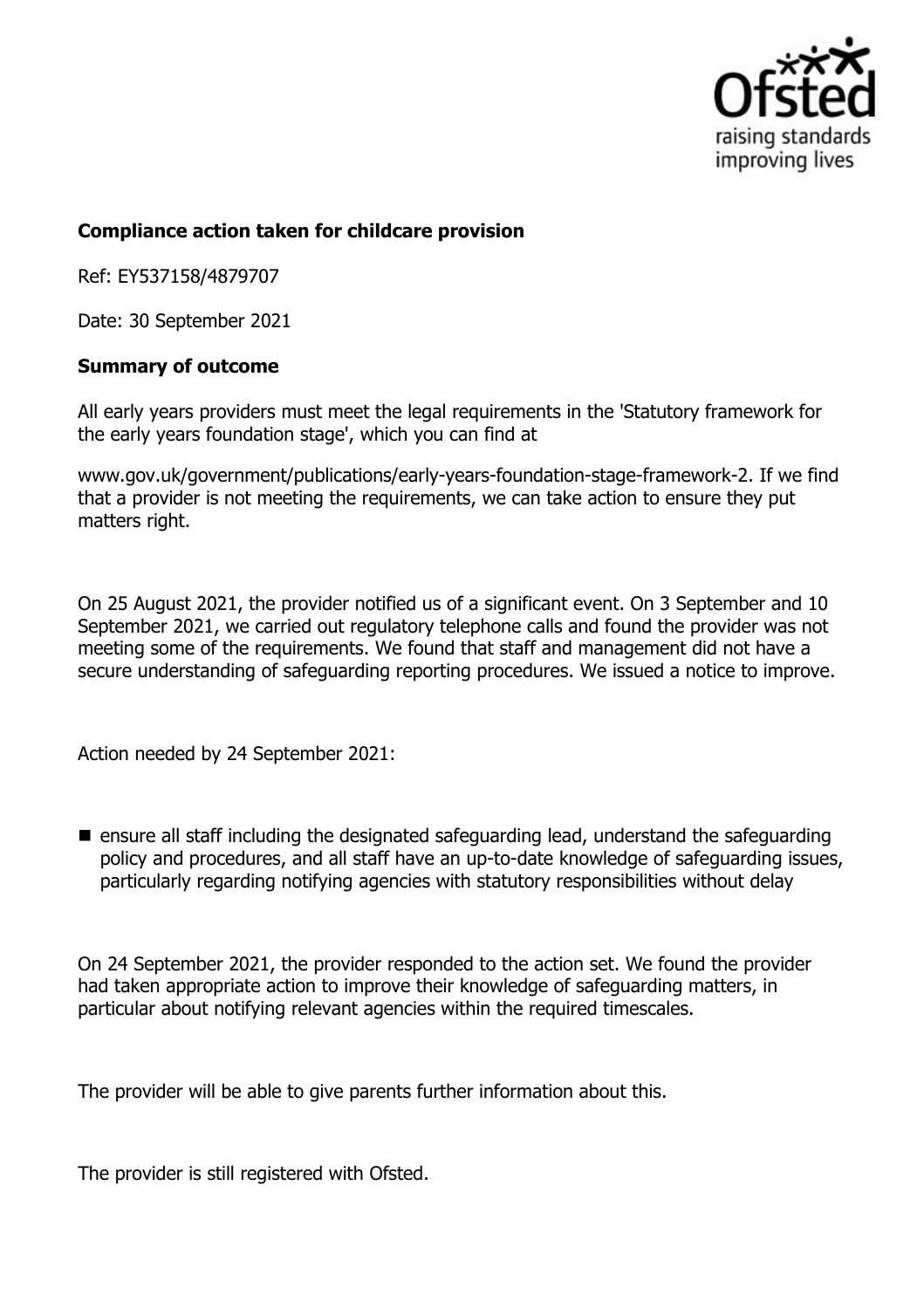**Compliance action taken for childcare provision**

Ref: EY537158/4879707

Date: 30 September 2021

**Summary of outcome**

All early years providers must meet the legal requirements in the 'Statutory framework for the early years foundation stage', which you can find at

www.gov.uk/government/publications/early-years-foundation-stage-framework-2. If we find that a provider is not meeting the requirements, we can take action to ensure they put matters right.

On 25 August 2021, the provider notified us of a significant event. On 3 September and 10 September 2021, we carried out regulatory telephone calls and found the provider was not meeting some of the requirements. We found that staff and management did not have a secure understanding of safeguarding reporting procedures. We issued a notice to improve.

Action needed by 24 September 2021:

- ensure all staff including the designated safeguarding lead, understand the safeguarding policy and procedures, and all staff have an up-to-date knowledge of safeguarding issues, particularly regarding notifying agencies with statutory responsibilities without delay

On 24 September 2021, the provider responded to the action set. We found the provider had taken appropriate action to improve their knowledge of safeguarding matters, in particular about notifying relevant agencies within the required timescales.

The provider will be able to give parents further information about this.

The provider is still registered with Ofsted.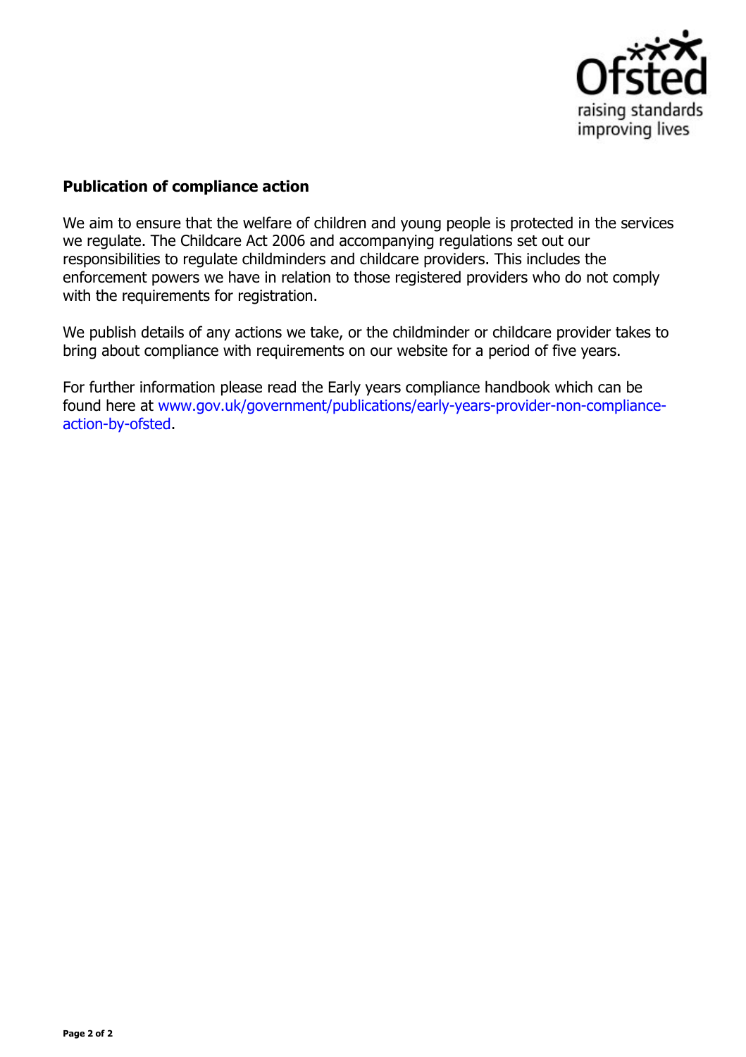**Publication of compliance action**

We aim to ensure that the welfare of children and young people is protected in the services we regulate. The Childcare Act 2006 and accompanying regulations set out our responsibilities to regulate childminders and childcare providers. This includes the enforcement powers we have in relation to those registered providers who do not comply with the requirements for registration.

We publish details of any actions we take, or the childminder or childcare provider takes to bring about compliance with requirements on our website for a period of five years.

For further information please read the Early years compliance handbook which can be found here at www.gov.uk/government/publications/early-years-provider-non-compliance-action-by-ofsted.